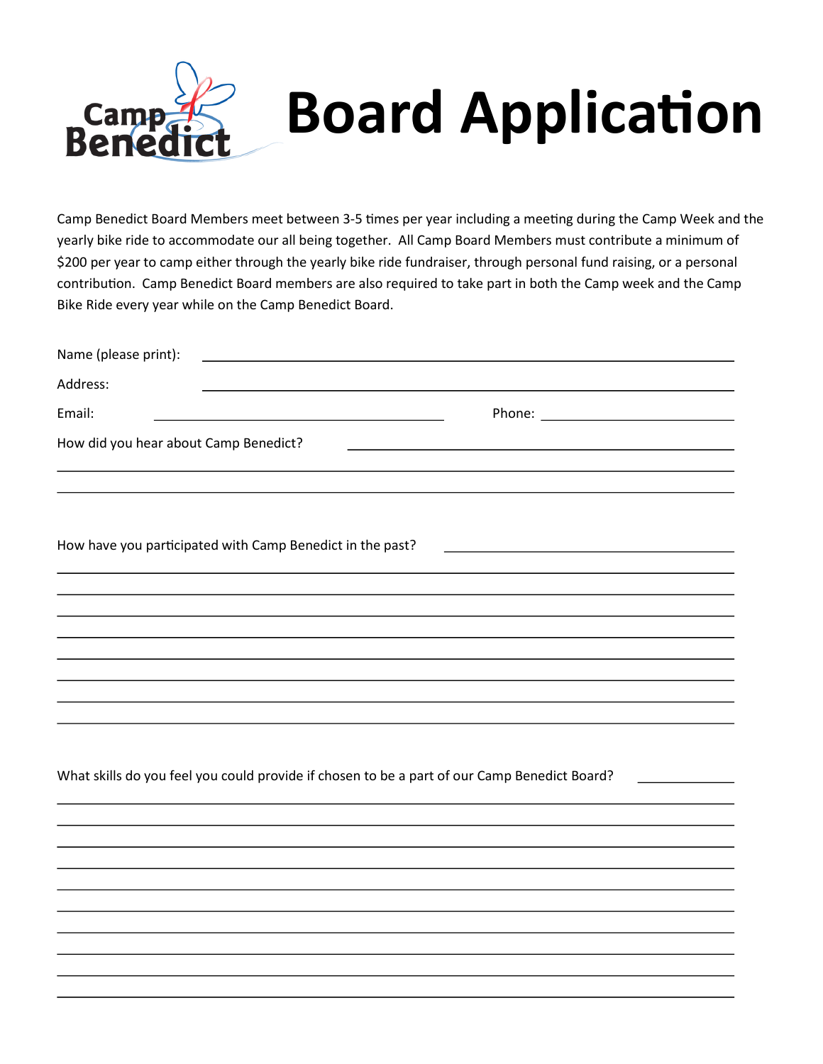Camp Benedict

# Board Application

Camp Benedict Board Members meet between 3-5 times per year including a meeting during the Camp Week and the yearly bike ride to accommodate our all being together. All Camp Board Members must contribute a minimum of $200 per year to camp either through the yearly bike ride fundraiser, through personal fund raising, or a personal contribution. Camp Benedict Board members are also required to take part in both the Camp week and the Camp Bike Ride every year while on the Camp Benedict Board.

Name (please print): ______________________________________________

Address: ______________________________________________

Email: ____________________________ Phone: ____________________

How did you hear about Camp Benedict? ______________________________________________

______________________________________________

______________________________________________

How have you participated with Camp Benedict in the past? ______________________________

______________________________________________

______________________________________________

______________________________________________

______________________________________________

______________________________________________

______________________________________________

______________________________________________

______________________________________________

What skills do you feel you could provide if chosen to be a part of our Camp Benedict Board? __________

______________________________________________

______________________________________________

______________________________________________

______________________________________________

______________________________________________

______________________________________________

______________________________________________

______________________________________________

______________________________________________

______________________________________________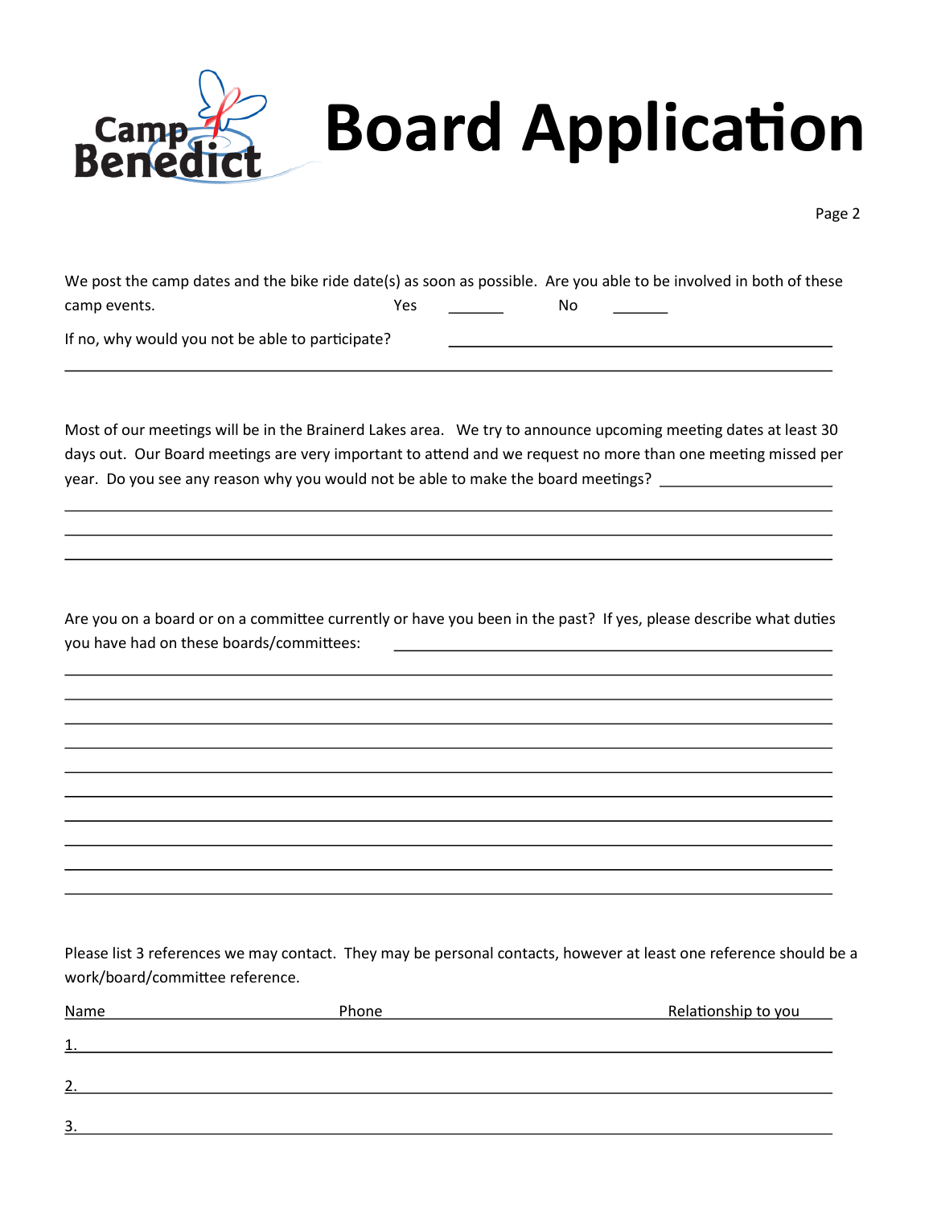# Camp Benedict Board Application

We post the camp dates and the bike ride date(s) as soon as possible. Are you able to be involved in both of these camp events. Yes _______ No _______

If no, why would you not be able to participate? ____________________________________________

______________________________________________________________________________

Most of our meetings will be in the Brainerd Lakes area. We try to announce upcoming meeting dates at least 30 days out. Our Board meetings are very important to attend and we request no more than one meeting missed per year. Do you see any reason why you would not be able to make the board meetings? ____________________

______________________________________________________________________________

______________________________________________________________________________

______________________________________________________________________________

Are you on a board or on a committee currently or have you been in the past? If yes, please describe what duties you have had on these boards/committees: ____________________________________________

______________________________________________________________________________

______________________________________________________________________________

______________________________________________________________________________

______________________________________________________________________________

______________________________________________________________________________

______________________________________________________________________________

______________________________________________________________________________

______________________________________________________________________________

______________________________________________________________________________

______________________________________________________________________________

Please list 3 references we may contact. They may be personal contacts, however at least one reference should be a work/board/committee reference.

| Name | Phone | Relationship to you |
|---|---|---|
| 1. | | |
| 2. | | |
| 3. | | |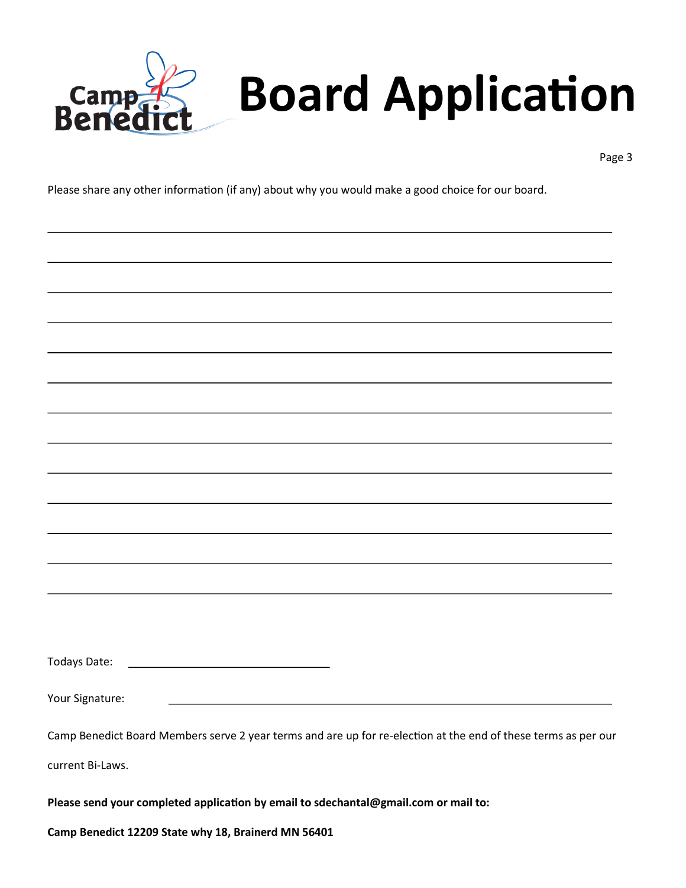# Board Application

Please share any other information (if any) about why you would make a good choice for our board.

______________________________________________________________________________

______________________________________________________________________________

______________________________________________________________________________

______________________________________________________________________________

______________________________________________________________________________

______________________________________________________________________________

______________________________________________________________________________

______________________________________________________________________________

______________________________________________________________________________

______________________________________________________________________________

______________________________________________________________________________

______________________________________________________________________________

______________________________________________________________________________

Todays Date: ______________________________

Your Signature: ____________________________________________________________

Camp Benedict Board Members serve 2 year terms and are up for re-election at the end of these terms as per our current Bi-Laws.

**Please send your completed application by email to sdechantal@gmail.com or mail to:**

**Camp Benedict 12209 State why 18, Brainerd MN 56401**